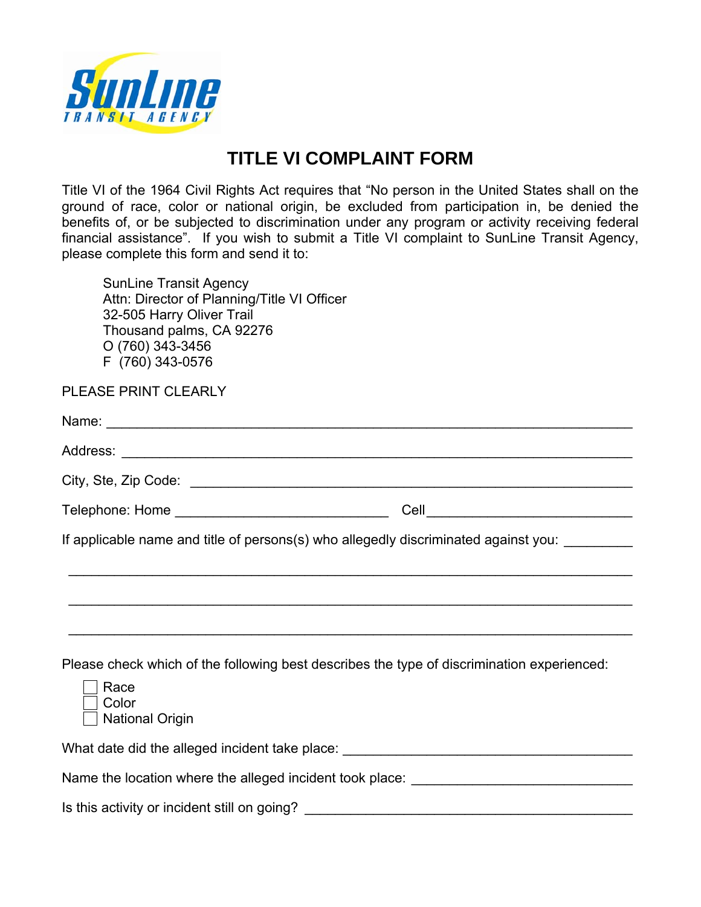# TITLE VI COMPLAINT FORM

Title VI of the 1964 Civil Rights Act requires that "No person in the United States shall on the ground of race, color or national origin, be excluded from participation in, be denied the benefits of, or be subjected to discrimination under any program or activity receiving federal financial assistance". If you wish to submit a Title VI complaint to SunLine Transit Agency, please complete this form and send it to:

SunLine Transit Agency
Attn: Director of Planning/Title VI Officer
32-505 Harry Oliver Trail
Thousand palms, CA 92276
O (760) 343-3456
F (760) 343-0576

PLEASE PRINT CLEARLY

Name: ___________________________________________________________________

Address: _________________________________________________________________

City, Ste, Zip Code: ________________________________________________________

Telephone: Home ____________________________ Cell___________________________

If applicable name and title of persons(s) who allegedly discriminated against you: _________

__________________________________________________________________________

__________________________________________________________________________

__________________________________________________________________________

Please check which of the following best describes the type of discrimination experienced:

- ☐ Race
- ☐ Color
- ☐ National Origin

What date did the alleged incident take place: ______________________________________

Name the location where the alleged incident took place: ____________________________

Is this activity or incident still on going? ___________________________________________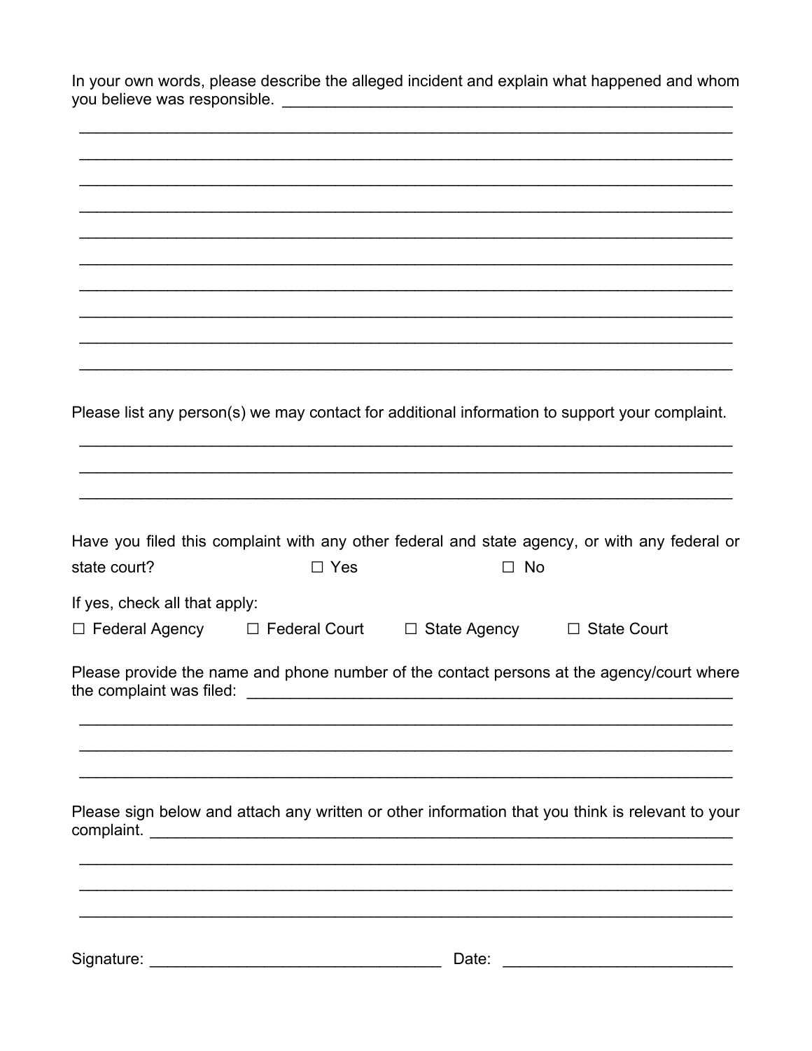In your own words, please describe the alleged incident and explain what happened and whom you believe was responsible. ______________________________________________________

______________________________________________________________________

______________________________________________________________________

______________________________________________________________________

______________________________________________________________________

______________________________________________________________________

______________________________________________________________________

______________________________________________________________________

______________________________________________________________________

______________________________________________________________________

______________________________________________________________________

Please list any person(s) we may contact for additional information to support your complaint.

______________________________________________________________________

______________________________________________________________________

______________________________________________________________________

Have you filed this complaint with any other federal and state agency, or with any federal or state court? ☐ Yes ☐ No

If yes, check all that apply:

☐ Federal Agency ☐ Federal Court ☐ State Agency ☐ State Court

Please provide the name and phone number of the contact persons at the agency/court where the complaint was filed: __________________________________________________________

______________________________________________________________________

______________________________________________________________________

______________________________________________________________________

Please sign below and attach any written or other information that you think is relevant to your complaint. ______________________________________________________________

______________________________________________________________________

______________________________________________________________________

______________________________________________________________________

Signature: _________________________________ Date: __________________________